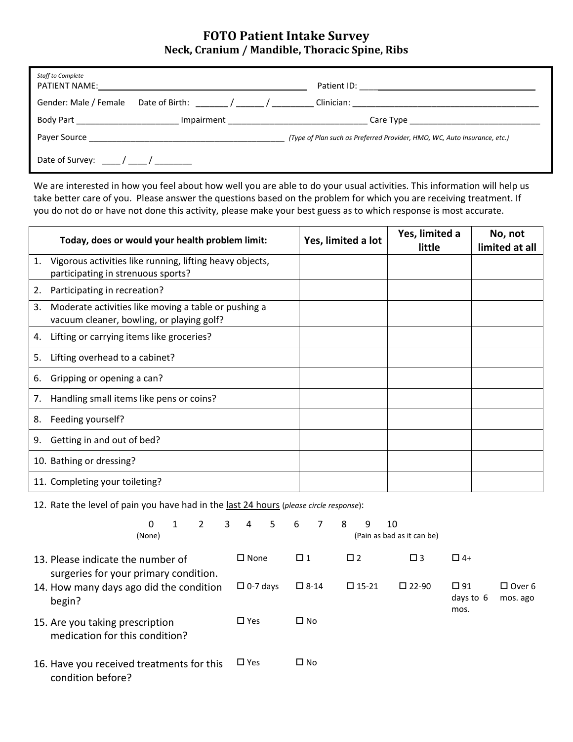# FOTO Patient Intake Survey

## Neck, Cranium / Mandible, Thoracic Spine, Ribs

*Staff to Complete*

PATIENT NAME: ______________________________ Patient ID: ______________________________

Gender: Male / Female Date of Birth: _______ / ______ / _________ Clinician: ______________________________

Body Part ______________________ Impairment ______________________________ Care Type ______________________________

Payer Source ______________________________ *(Type of Plan such as Preferred Provider, HMO, WC, Auto Insurance, etc.)*

Date of Survey: ____ / ____ / ________

We are interested in how you feel about how well you are able to do your usual activities. This information will help us take better care of you. Please answer the questions based on the problem for which you are receiving treatment. If you do not do or have not done this activity, please make your best guess as to which response is most accurate.

| Today, does or would your health problem limit: | Yes, limited a lot | Yes, limited a little | No, not limited at all |
|---|---|---|---|
| 1. Vigorous activities like running, lifting heavy objects, participating in strenuous sports? | | | |
| 2. Participating in recreation? | | | |
| 3. Moderate activities like moving a table or pushing a vacuum cleaner, bowling, or playing golf? | | | |
| 4. Lifting or carrying items like groceries? | | | |
| 5. Lifting overhead to a cabinet? | | | |
| 6. Gripping or opening a can? | | | |
| 7. Handling small items like pens or coins? | | | |
| 8. Feeding yourself? | | | |
| 9. Getting in and out of bed? | | | |
| 10. Bathing or dressing? | | | |
| 11. Completing your toileting? | | | |

12. Rate the level of pain you have had in the <u>last 24 hours</u> (*please circle response*):

0 (None) 1 2 3 4 5 6 7 8 9 10 (Pain as bad as it can be)

13. Please indicate the number of surgeries for your primary condition.
 ☐ None ☐ 1 ☐ 2 ☐ 3 ☐ 4+

14. How many days ago did the condition begin?
 ☐ 0-7 days ☐ 8-14 ☐ 15-21 ☐ 22-90 ☐ 91 days to 6 mos. ☐ Over 6 mos. ago

15. Are you taking prescription medication for this condition?
 ☐ Yes ☐ No

16. Have you received treatments for this condition before?
 ☐ Yes ☐ No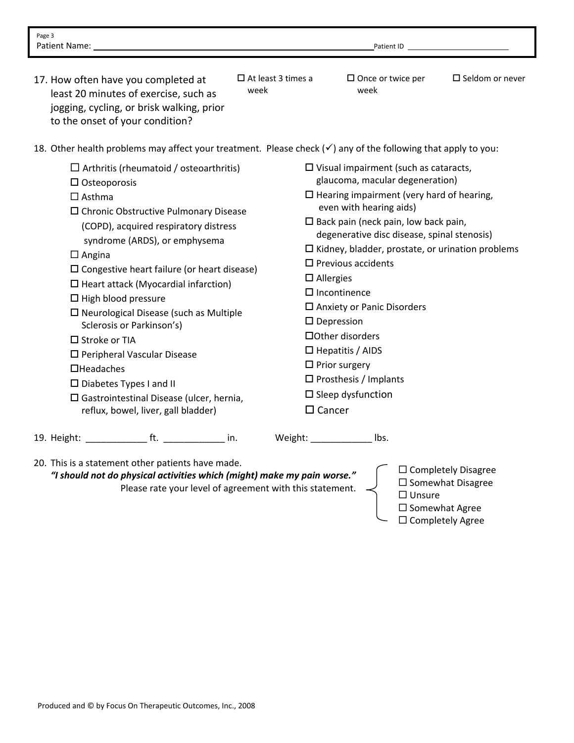Patient Name: ______________________________ Patient ID ____________________

17. How often have you completed at least 20 minutes of exercise, such as jogging, cycling, or brisk walking, prior to the onset of your condition?

☐ At least 3 times a week ☐ Once or twice per week ☐ Seldom or never

18. Other health problems may affect your treatment. Please check (✓) any of the following that apply to you:

- ☐ Arthritis (rheumatoid / osteoarthritis)
- ☐ Osteoporosis
- ☐ Asthma
- ☐ Chronic Obstructive Pulmonary Disease (COPD), acquired respiratory distress syndrome (ARDS), or emphysema
- ☐ Angina
- ☐ Congestive heart failure (or heart disease)
- ☐ Heart attack (Myocardial infarction)
- ☐ High blood pressure
- ☐ Neurological Disease (such as Multiple Sclerosis or Parkinson's)
- ☐ Stroke or TIA
- ☐ Peripheral Vascular Disease
- ☐ Headaches
- ☐ Diabetes Types I and II
- ☐ Gastrointestinal Disease (ulcer, hernia, reflux, bowel, liver, gall bladder)
- ☐ Visual impairment (such as cataracts, glaucoma, macular degeneration)
- ☐ Hearing impairment (very hard of hearing, even with hearing aids)
- ☐ Back pain (neck pain, low back pain, degenerative disc disease, spinal stenosis)
- ☐ Kidney, bladder, prostate, or urination problems
- ☐ Previous accidents
- ☐ Allergies
- ☐ Incontinence
- ☐ Anxiety or Panic Disorders
- ☐ Depression
- ☐ Other disorders
- ☐ Hepatitis / AIDS
- ☐ Prior surgery
- ☐ Prosthesis / Implants
- ☐ Sleep dysfunction
- ☐ Cancer

19. Height: ____________ ft. ____________ in. Weight: ____________ lbs.

20. This is a statement other patients have made.
***"I should not do physical activities which (might) make my pain worse."***
Please rate your level of agreement with this statement.

- ☐ Completely Disagree
- ☐ Somewhat Disagree
- ☐ Unsure
- ☐ Somewhat Agree
- ☐ Completely Agree

Produced and © by Focus On Therapeutic Outcomes, Inc., 2008